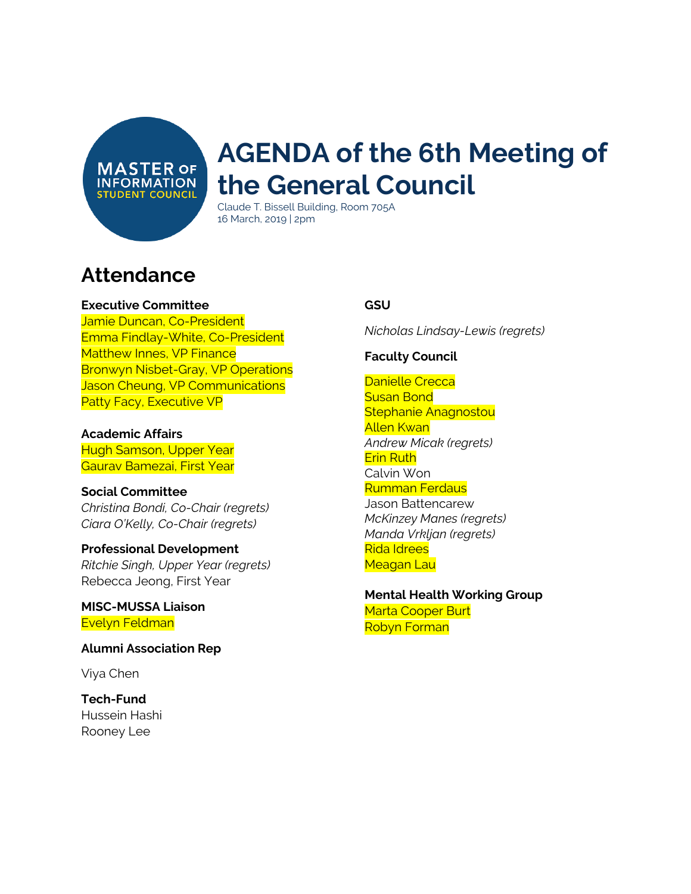MASTER OF INFORMATION STUDENT COUNCIL

# AGENDA of the 6th Meeting of the General Council

Claude T. Bissell Building, Room 705A
16 March, 2019 | 2pm

## Attendance

**Executive Committee**
Jamie Duncan, Co-President
Emma Findlay-White, Co-President
Matthew Innes, VP Finance
Bronwyn Nisbet-Gray, VP Operations
Jason Cheung, VP Communications
Patty Facy, Executive VP

**Academic Affairs**
Hugh Samson, Upper Year
Gaurav Bamezai, First Year

**Social Committee**
*Christina Bondi, Co-Chair (regrets)*
*Ciara O'Kelly, Co-Chair (regrets)*

**Professional Development**
*Ritchie Singh, Upper Year (regrets)*
Rebecca Jeong, First Year

**MISC-MUSSA Liaison**
Evelyn Feldman

**Alumni Association Rep**

Viya Chen

**Tech-Fund**
Hussein Hashi
Rooney Lee

**GSU**

*Nicholas Lindsay-Lewis (regrets)*

**Faculty Council**

Danielle Crecca
Susan Bond
Stephanie Anagnostou
Allen Kwan
*Andrew Micak (regrets)*
Erin Ruth
Calvin Won
Rumman Ferdaus
Jason Battencarew
*McKinzey Manes (regrets)*
*Manda Vrkljan (regrets)*
Rida Idrees
Meagan Lau

**Mental Health Working Group**
Marta Cooper Burt
Robyn Forman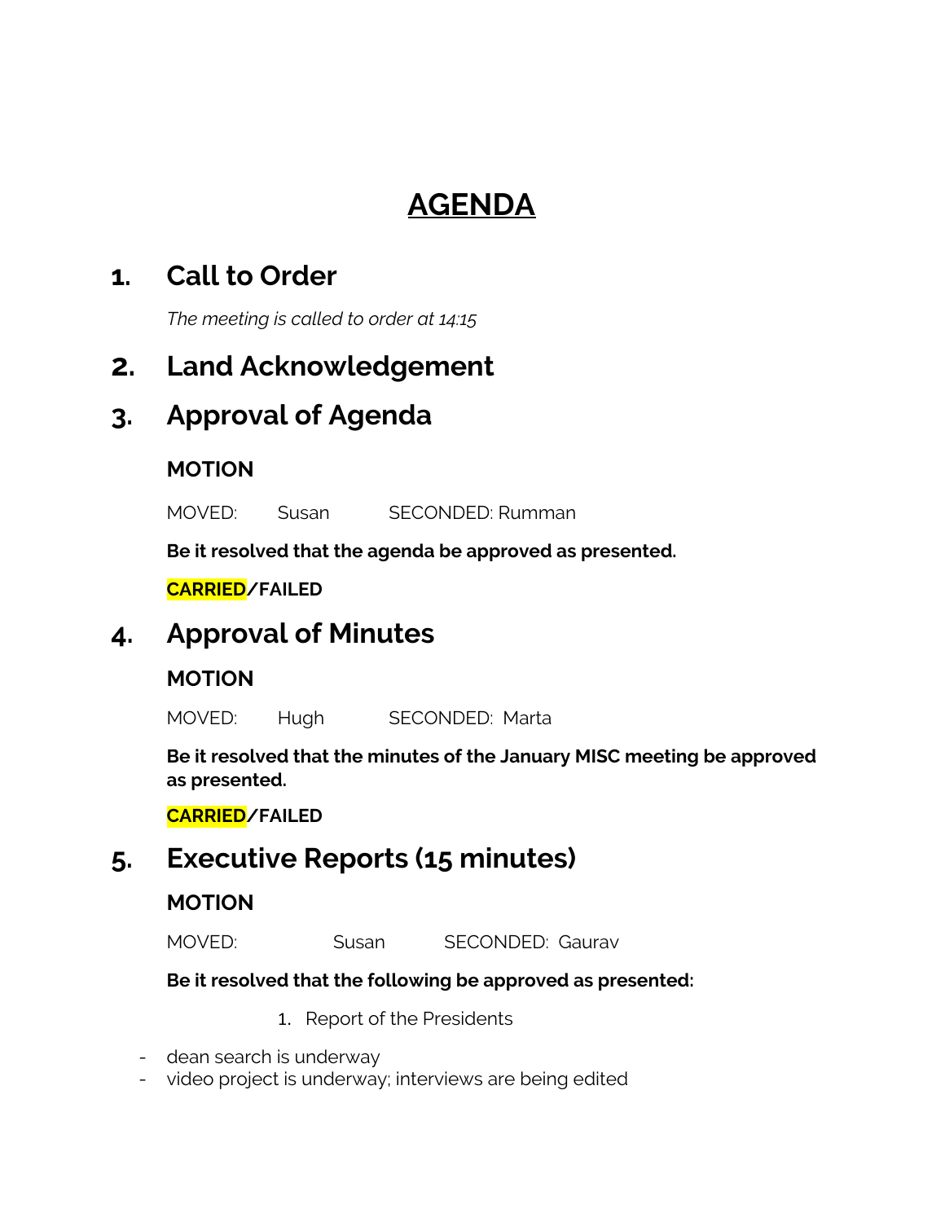# AGENDA

## 1. Call to Order

*The meeting is called to order at 14:15*

## 2. Land Acknowledgement

## 3. Approval of Agenda

### MOTION

MOVED: Susan SECONDED: Rumman

**Be it resolved that the agenda be approved as presented.**

**CARRIED/FAILED**

## 4. Approval of Minutes

### MOTION

MOVED: Hugh SECONDED: Marta

**Be it resolved that the minutes of the January MISC meeting be approved as presented.**

**CARRIED/FAILED**

## 5. Executive Reports (15 minutes)

### MOTION

MOVED: Susan SECONDED: Gaurav

**Be it resolved that the following be approved as presented:**

1. Report of the Presidents

- dean search is underway
- video project is underway; interviews are being edited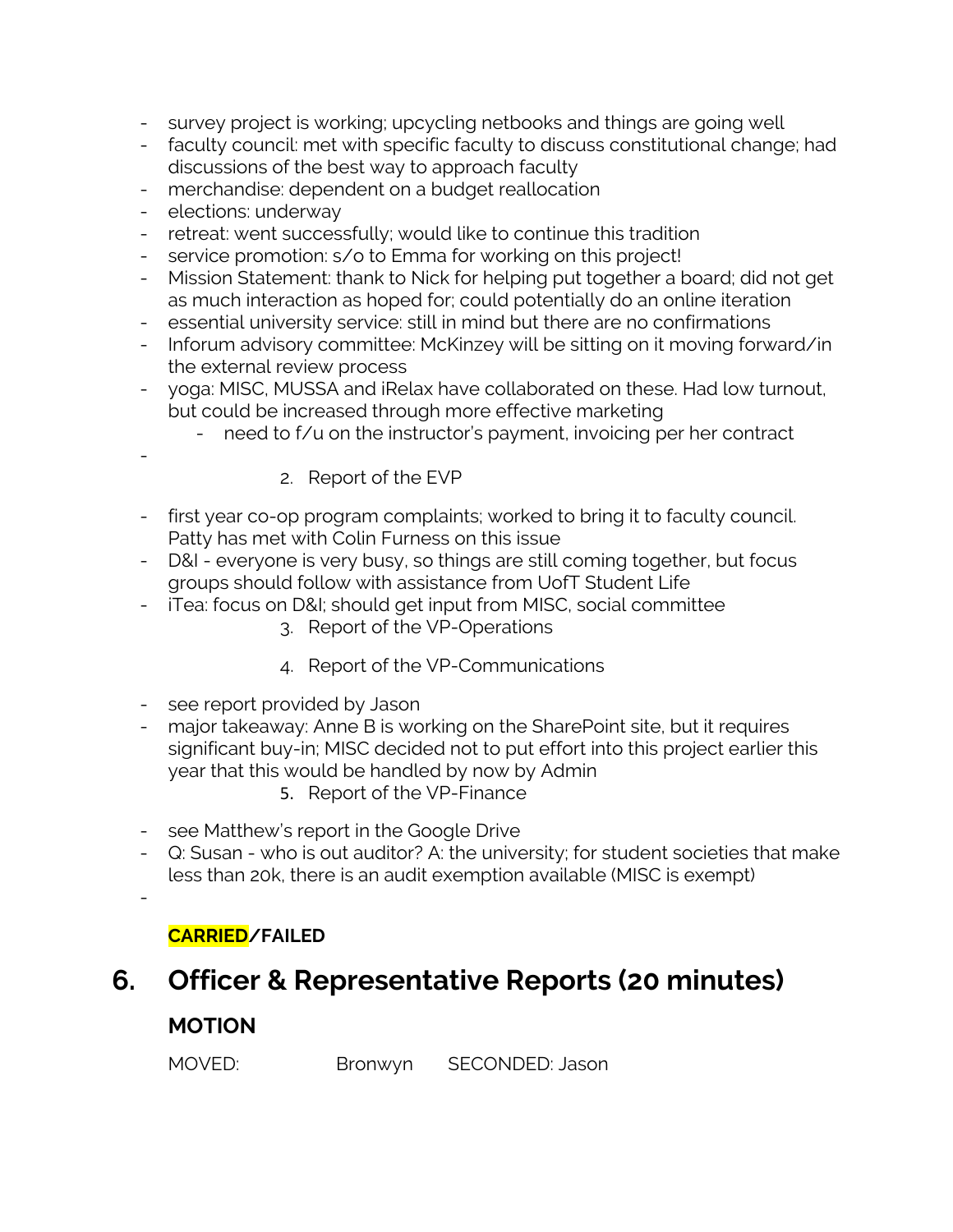- survey project is working; upcycling netbooks and things are going well
- faculty council: met with specific faculty to discuss constitutional change; had discussions of the best way to approach faculty
- merchandise: dependent on a budget reallocation
- elections: underway
- retreat: went successfully; would like to continue this tradition
- service promotion: s/o to Emma for working on this project!
- Mission Statement: thank to Nick for helping put together a board; did not get as much interaction as hoped for; could potentially do an online iteration
- essential university service: still in mind but there are no confirmations
- Inforum advisory committee: McKinzey will be sitting on it moving forward/in the external review process
- yoga: MISC, MUSSA and iRelax have collaborated on these. Had low turnout, but could be increased through more effective marketing
    - need to f/u on the instructor's payment, invoicing per her contract
- 

2. Report of the EVP

- first year co-op program complaints; worked to bring it to faculty council. Patty has met with Colin Furness on this issue
- D&I - everyone is very busy, so things are still coming together, but focus groups should follow with assistance from UofT Student Life
- iTea: focus on D&I; should get input from MISC, social committee

3. Report of the VP-Operations

4. Report of the VP-Communications

- see report provided by Jason
- major takeaway: Anne B is working on the SharePoint site, but it requires significant buy-in; MISC decided not to put effort into this project earlier this year that this would be handled by now by Admin

5. Report of the VP-Finance

- see Matthew's report in the Google Drive
- Q: Susan - who is out auditor? A: the university; for student societies that make less than 20k, there is an audit exemption available (MISC is exempt)
- 

**CARRIED/FAILED**

# 6. Officer & Representative Reports (20 minutes)

**MOTION**

MOVED: Bronwyn SECONDED: Jason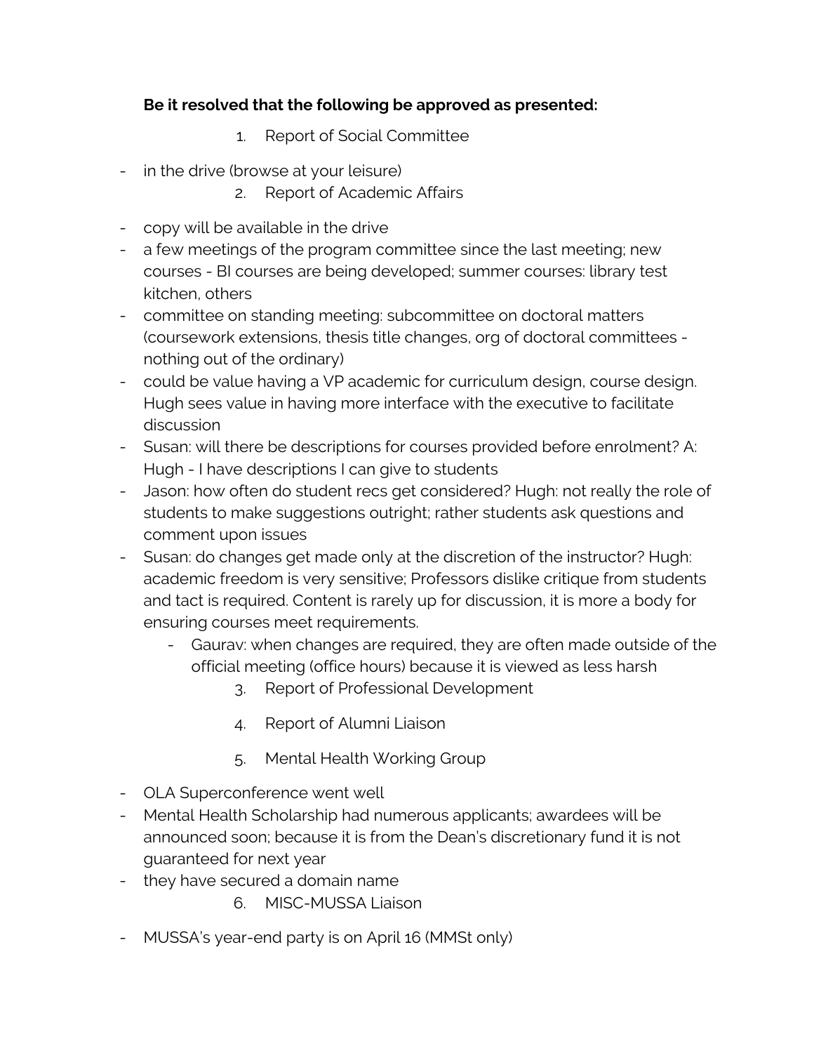**Be it resolved that the following be approved as presented:**

1. Report of Social Committee

- in the drive (browse at your leisure)

2. Report of Academic Affairs

- copy will be available in the drive
- a few meetings of the program committee since the last meeting; new courses - BI courses are being developed; summer courses: library test kitchen, others
- committee on standing meeting: subcommittee on doctoral matters (coursework extensions, thesis title changes, org of doctoral committees - nothing out of the ordinary)
- could be value having a VP academic for curriculum design, course design. Hugh sees value in having more interface with the executive to facilitate discussion
- Susan: will there be descriptions for courses provided before enrolment? A: Hugh - I have descriptions I can give to students
- Jason: how often do student recs get considered? Hugh: not really the role of students to make suggestions outright; rather students ask questions and comment upon issues
- Susan: do changes get made only at the discretion of the instructor? Hugh: academic freedom is very sensitive; Professors dislike critique from students and tact is required. Content is rarely up for discussion, it is more a body for ensuring courses meet requirements.
    - Gaurav: when changes are required, they are often made outside of the official meeting (office hours) because it is viewed as less harsh

3. Report of Professional Development

4. Report of Alumni Liaison

5. Mental Health Working Group

- OLA Superconference went well
- Mental Health Scholarship had numerous applicants; awardees will be announced soon; because it is from the Dean's discretionary fund it is not guaranteed for next year
- they have secured a domain name

6. MISC-MUSSA Liaison

- MUSSA's year-end party is on April 16 (MMSt only)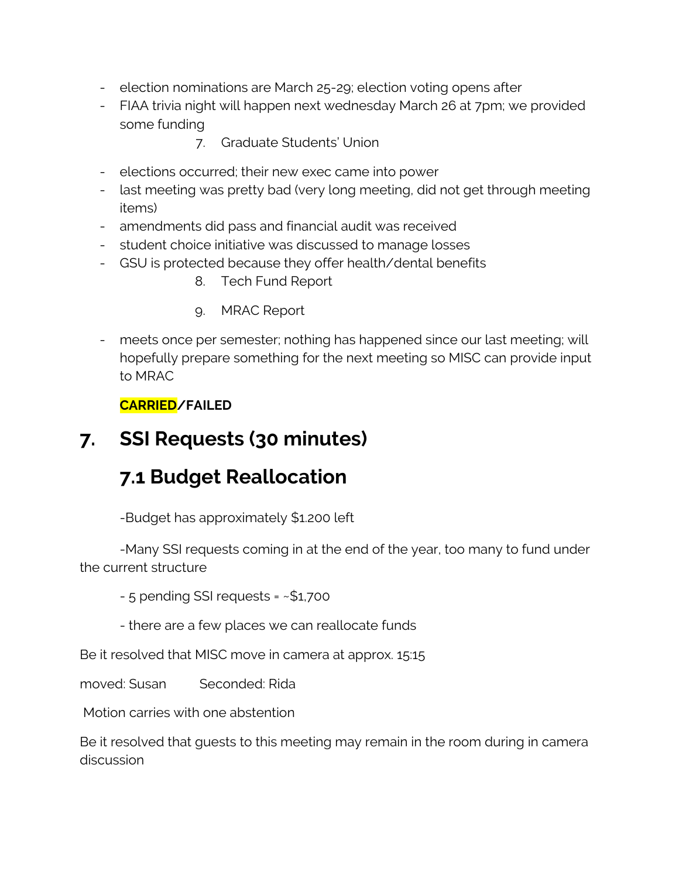- election nominations are March 25-29; election voting opens after
- FIAA trivia night will happen next wednesday March 26 at 7pm; we provided some funding

7. Graduate Students' Union

- elections occurred; their new exec came into power
- last meeting was pretty bad (very long meeting, did not get through meeting items)
- amendments did pass and financial audit was received
- student choice initiative was discussed to manage losses
- GSU is protected because they offer health/dental benefits

8. Tech Fund Report

9. MRAC Report

- meets once per semester; nothing has happened since our last meeting; will hopefully prepare something for the next meeting so MISC can provide input to MRAC

**CARRIED/FAILED**

# 7. SSI Requests (30 minutes)

## 7.1 Budget Reallocation

-Budget has approximately $1.200 left

-Many SSI requests coming in at the end of the year, too many to fund under the current structure

- 5 pending SSI requests = ~$1,700

- there are a few places we can reallocate funds

Be it resolved that MISC move in camera at approx. 15:15

moved: Susan Seconded: Rida

Motion carries with one abstention

Be it resolved that guests to this meeting may remain in the room during in camera discussion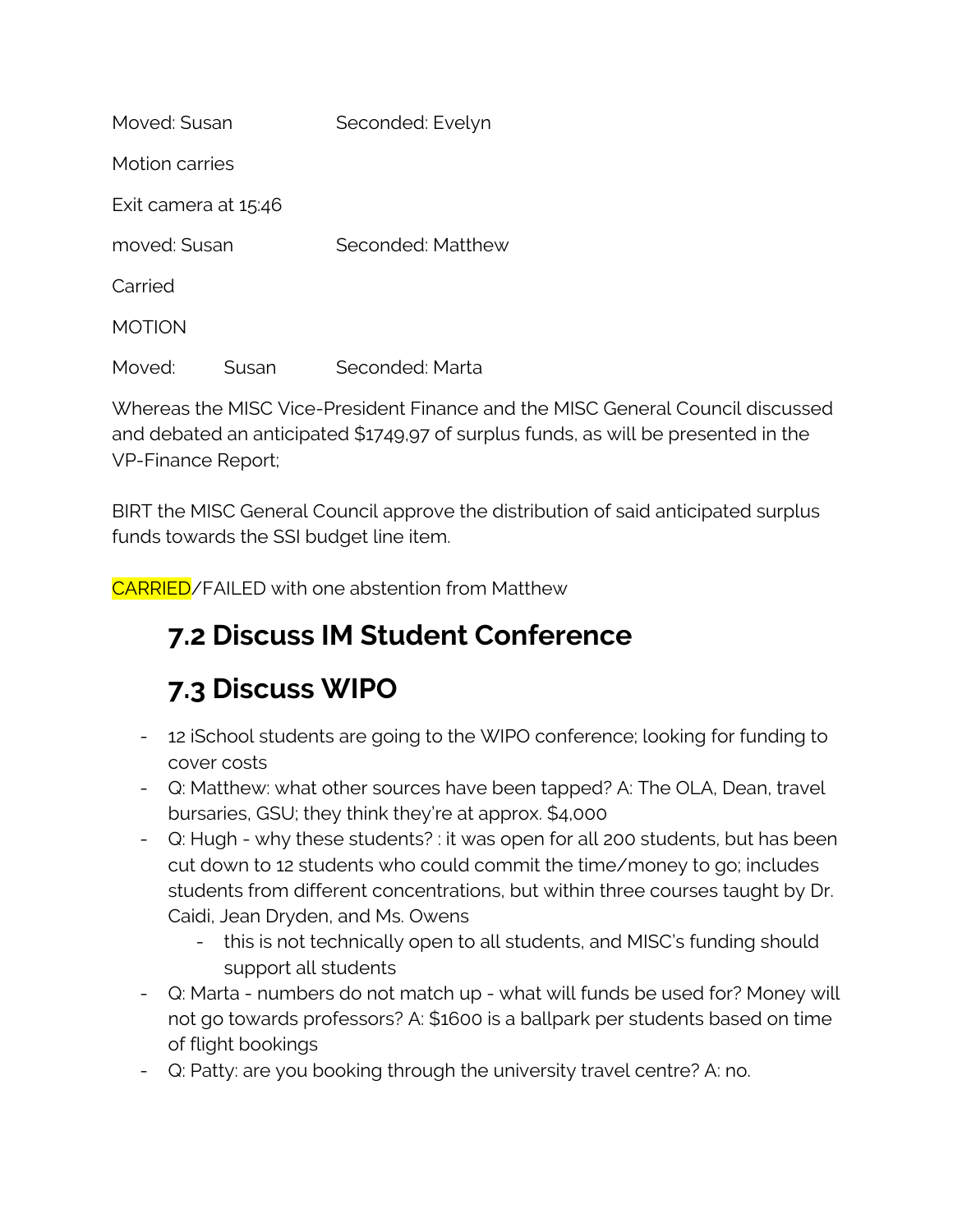Moved: Susan Seconded: Evelyn

Motion carries

Exit camera at 15:46

moved: Susan Seconded: Matthew

Carried

MOTION

Moved: Susan Seconded: Marta

Whereas the MISC Vice-President Finance and the MISC General Council discussed and debated an anticipated $1749,97 of surplus funds, as will be presented in the VP-Finance Report;

BIRT the MISC General Council approve the distribution of said anticipated surplus funds towards the SSI budget line item.

CARRIED/FAILED with one abstention from Matthew

## 7.2 Discuss IM Student Conference

## 7.3 Discuss WIPO

- 12 iSchool students are going to the WIPO conference; looking for funding to cover costs
- Q: Matthew: what other sources have been tapped? A: The OLA, Dean, travel bursaries, GSU; they think they're at approx. $4,000
- Q: Hugh - why these students? : it was open for all 200 students, but has been cut down to 12 students who could commit the time/money to go; includes students from different concentrations, but within three courses taught by Dr. Caidi, Jean Dryden, and Ms. Owens
  - this is not technically open to all students, and MISC's funding should support all students
- Q: Marta - numbers do not match up - what will funds be used for? Money will not go towards professors? A: $1600 is a ballpark per students based on time of flight bookings
- Q: Patty: are you booking through the university travel centre? A: no.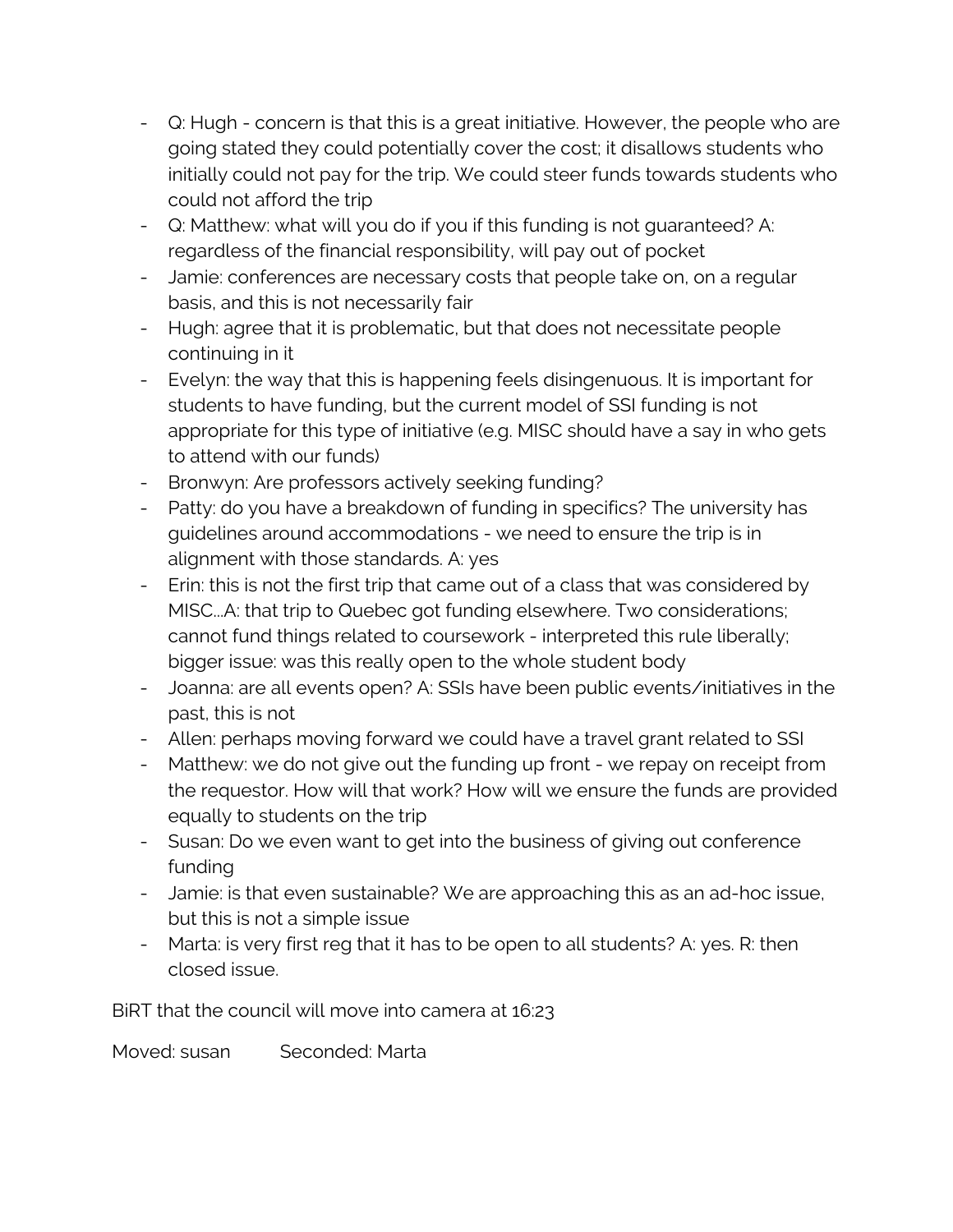- Q: Hugh - concern is that this is a great initiative. However, the people who are going stated they could potentially cover the cost; it disallows students who initially could not pay for the trip. We could steer funds towards students who could not afford the trip
- Q: Matthew: what will you do if you if this funding is not guaranteed? A: regardless of the financial responsibility, will pay out of pocket
- Jamie: conferences are necessary costs that people take on, on a regular basis, and this is not necessarily fair
- Hugh: agree that it is problematic, but that does not necessitate people continuing in it
- Evelyn: the way that this is happening feels disingenuous. It is important for students to have funding, but the current model of SSI funding is not appropriate for this type of initiative (e.g. MISC should have a say in who gets to attend with our funds)
- Bronwyn: Are professors actively seeking funding?
- Patty: do you have a breakdown of funding in specifics? The university has guidelines around accommodations - we need to ensure the trip is in alignment with those standards. A: yes
- Erin: this is not the first trip that came out of a class that was considered by MISC...A: that trip to Quebec got funding elsewhere. Two considerations; cannot fund things related to coursework - interpreted this rule liberally; bigger issue: was this really open to the whole student body
- Joanna: are all events open? A: SSIs have been public events/initiatives in the past, this is not
- Allen: perhaps moving forward we could have a travel grant related to SSI
- Matthew: we do not give out the funding up front - we repay on receipt from the requestor. How will that work? How will we ensure the funds are provided equally to students on the trip
- Susan: Do we even want to get into the business of giving out conference funding
- Jamie: is that even sustainable? We are approaching this as an ad-hoc issue, but this is not a simple issue
- Marta: is very first reg that it has to be open to all students? A: yes. R: then closed issue.

BiRT that the council will move into camera at 16:23

Moved: susan  Seconded: Marta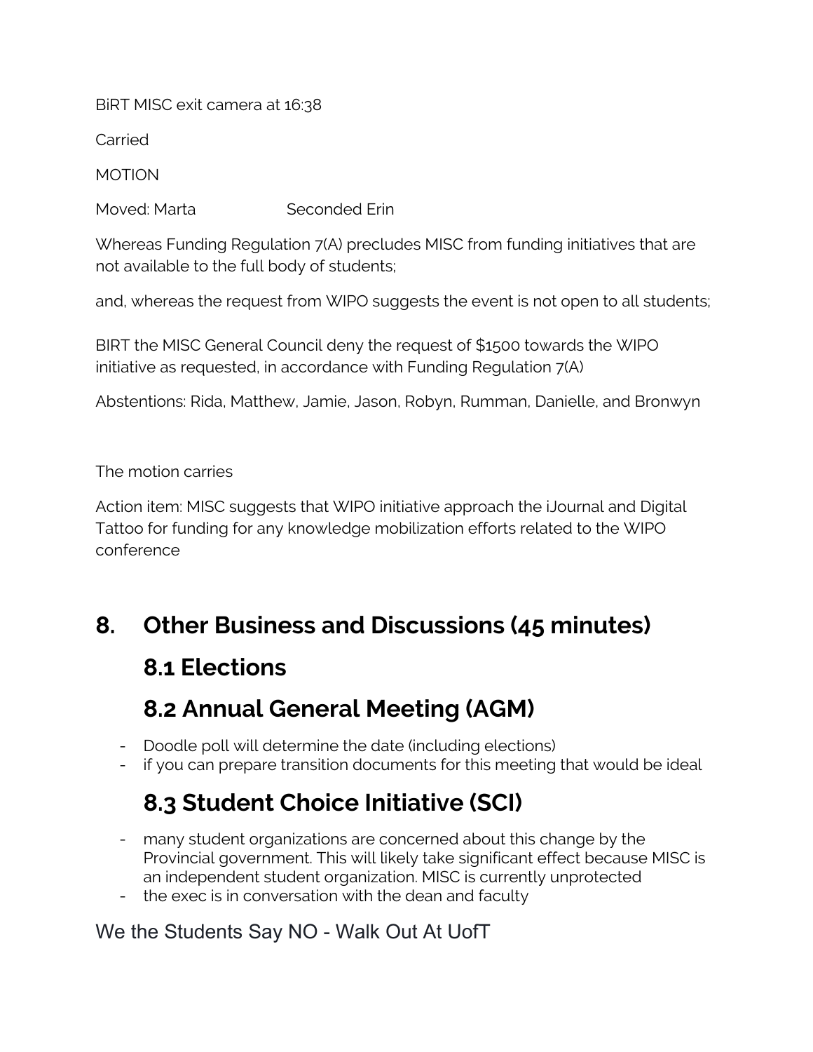BiRT MISC exit camera at 16:38

Carried

MOTION

Moved: Marta Seconded Erin

Whereas Funding Regulation 7(A) precludes MISC from funding initiatives that are not available to the full body of students;

and, whereas the request from WIPO suggests the event is not open to all students;

BIRT the MISC General Council deny the request of $1500 towards the WIPO initiative as requested, in accordance with Funding Regulation 7(A)

Abstentions: Rida, Matthew, Jamie, Jason, Robyn, Rumman, Danielle, and Bronwyn

The motion carries

Action item: MISC suggests that WIPO initiative approach the iJournal and Digital Tattoo for funding for any knowledge mobilization efforts related to the WIPO conference

# 8. Other Business and Discussions (45 minutes)

## 8.1 Elections

## 8.2 Annual General Meeting (AGM)

- Doodle poll will determine the date (including elections)
- if you can prepare transition documents for this meeting that would be ideal

## 8.3 Student Choice Initiative (SCI)

- many student organizations are concerned about this change by the Provincial government. This will likely take significant effect because MISC is an independent student organization. MISC is currently unprotected
- the exec is in conversation with the dean and faculty

We the Students Say NO - Walk Out At UofT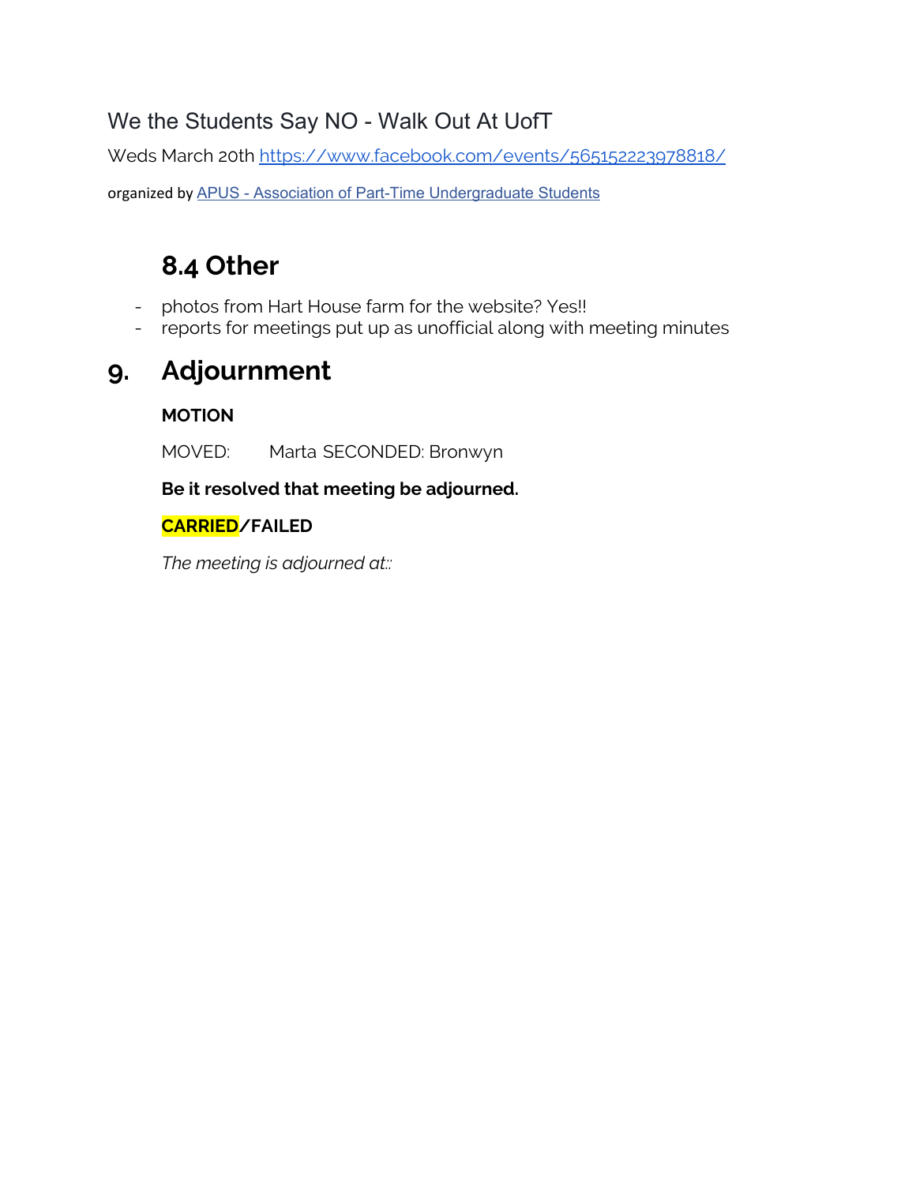We the Students Say NO - Walk Out At UofT

Weds March 20th https://www.facebook.com/events/565152223978818/

organized by APUS - Association of Part-Time Undergraduate Students

## 8.4 Other

- photos from Hart House farm for the website? Yes!!
- reports for meetings put up as unofficial along with meeting minutes

# 9. Adjournment

**MOTION**

MOVED: Marta SECONDED: Bronwyn

**Be it resolved that meeting be adjourned.**

**CARRIED/FAILED**

*The meeting is adjourned at::*